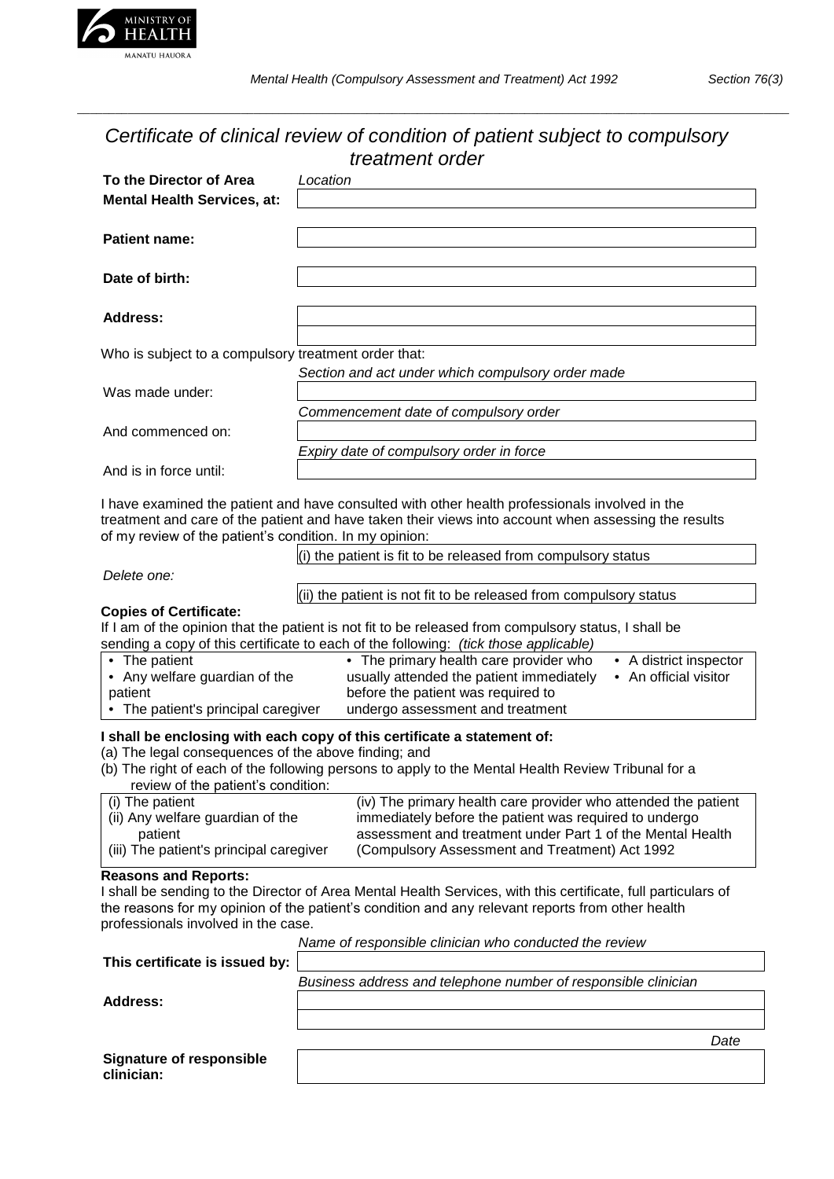MINISTRY OF HEALTH
MANATU HAUORA

*Mental Health (Compulsory Assessment and Treatment) Act 1992* *Section 76(3)*

# *Certificate of clinical review of condition of patient subject to compulsory treatment order*

| | |
|---|---|
| **To the Director of Area Mental Health Services, at:** | *Location* |
| **Patient name:** | |
| **Date of birth:** | |
| **Address:** | |

Who is subject to a compulsory treatment order that:

| | |
|---|---|
| Was made under: | *Section and act under which compulsory order made* |
| And commenced on: | *Commencement date of compulsory order* |
| And is in force until: | *Expiry date of compulsory order in force* |

I have examined the patient and have consulted with other health professionals involved in the treatment and care of the patient and have taken their views into account when assessing the results of my review of the patient's condition. In my opinion:

*Delete one:*

(i) the patient is fit to be released from compulsory status

(ii) the patient is not fit to be released from compulsory status

**Copies of Certificate:**

If I am of the opinion that the patient is not fit to be released from compulsory status, I shall be sending a copy of this certificate to each of the following: *(tick those applicable)*

| | | |
|---|---|---|
| • The patient<br>• Any welfare guardian of the patient<br>• The patient's principal caregiver | • The primary health care provider who usually attended the patient immediately before the patient was required to undergo assessment and treatment | • A district inspector<br>• An official visitor |

**I shall be enclosing with each copy of this certificate a statement of:**

(a) The legal consequences of the above finding; and

(b) The right of each of the following persons to apply to the Mental Health Review Tribunal for a review of the patient's condition:

| | |
|---|---|
| (i) The patient<br>(ii) Any welfare guardian of the patient<br>(iii) The patient's principal caregiver | (iv) The primary health care provider who attended the patient immediately before the patient was required to undergo assessment and treatment under Part 1 of the Mental Health (Compulsory Assessment and Treatment) Act 1992 |

**Reasons and Reports:**

I shall be sending to the Director of Area Mental Health Services, with this certificate, full particulars of the reasons for my opinion of the patient's condition and any relevant reports from other health professionals involved in the case.

| | |
|---|---|
| **This certificate is issued by:** | *Name of responsible clinician who conducted the review* |
| **Address:** | *Business address and telephone number of responsible clinician* |
| **Signature of responsible clinician:** | *Date* |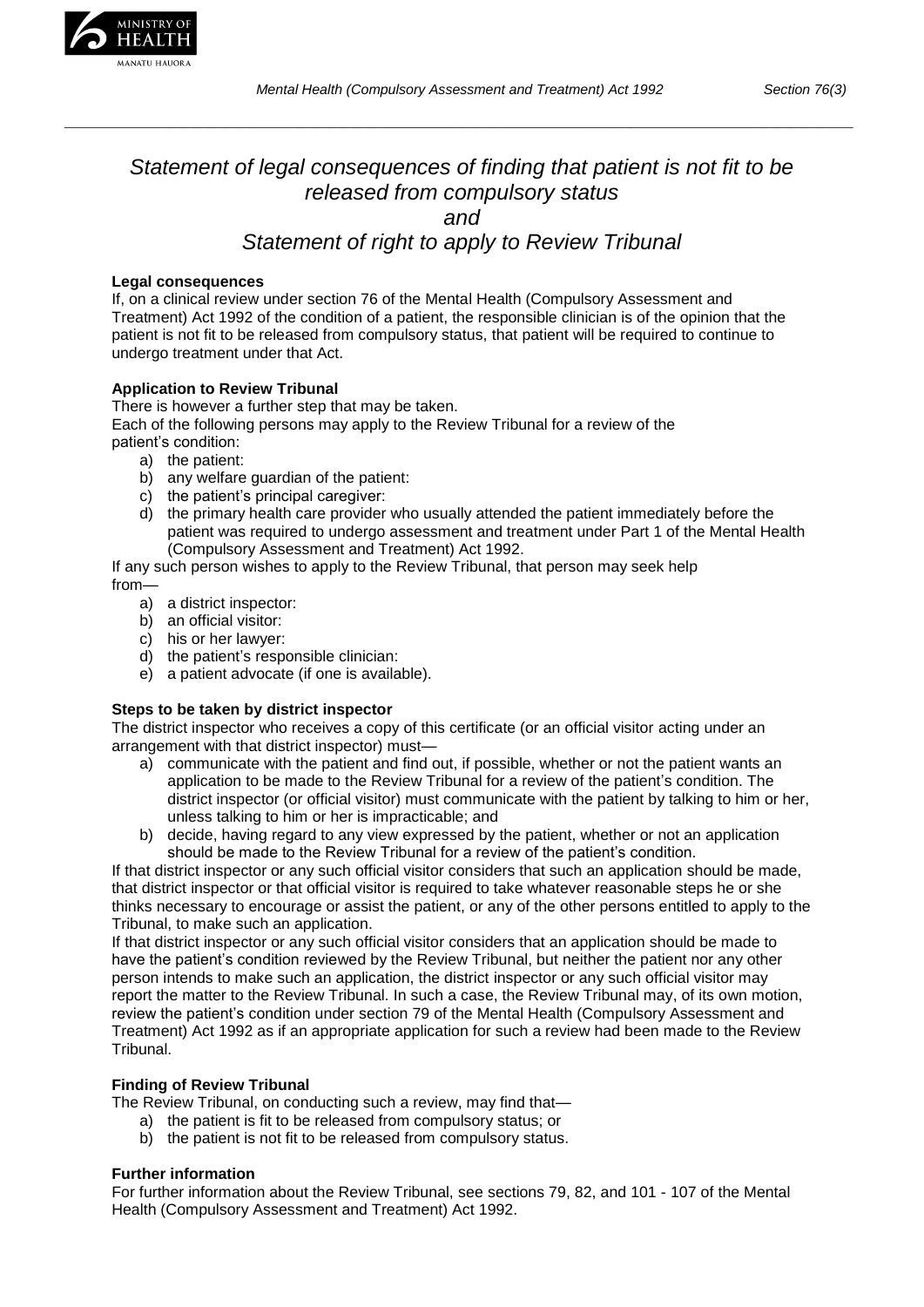# *Statement of legal consequences of finding that patient is not fit to be released from compulsory status*
# *and*
# *Statement of right to apply to Review Tribunal*

**Legal consequences**

If, on a clinical review under section 76 of the Mental Health (Compulsory Assessment and Treatment) Act 1992 of the condition of a patient, the responsible clinician is of the opinion that the patient is not fit to be released from compulsory status, that patient will be required to continue to undergo treatment under that Act.

**Application to Review Tribunal**

There is however a further step that may be taken.

Each of the following persons may apply to the Review Tribunal for a review of the patient's condition:

a) the patient:
b) any welfare guardian of the patient:
c) the patient's principal caregiver:
d) the primary health care provider who usually attended the patient immediately before the patient was required to undergo assessment and treatment under Part 1 of the Mental Health (Compulsory Assessment and Treatment) Act 1992.

If any such person wishes to apply to the Review Tribunal, that person may seek help from—

a) a district inspector:
b) an official visitor:
c) his or her lawyer:
d) the patient's responsible clinician:
e) a patient advocate (if one is available).

**Steps to be taken by district inspector**

The district inspector who receives a copy of this certificate (or an official visitor acting under an arrangement with that district inspector) must—

a) communicate with the patient and find out, if possible, whether or not the patient wants an application to be made to the Review Tribunal for a review of the patient's condition. The district inspector (or official visitor) must communicate with the patient by talking to him or her, unless talking to him or her is impracticable; and
b) decide, having regard to any view expressed by the patient, whether or not an application should be made to the Review Tribunal for a review of the patient's condition.

If that district inspector or any such official visitor considers that such an application should be made, that district inspector or that official visitor is required to take whatever reasonable steps he or she thinks necessary to encourage or assist the patient, or any of the other persons entitled to apply to the Tribunal, to make such an application.

If that district inspector or any such official visitor considers that an application should be made to have the patient's condition reviewed by the Review Tribunal, but neither the patient nor any other person intends to make such an application, the district inspector or any such official visitor may report the matter to the Review Tribunal. In such a case, the Review Tribunal may, of its own motion, review the patient's condition under section 79 of the Mental Health (Compulsory Assessment and Treatment) Act 1992 as if an appropriate application for such a review had been made to the Review Tribunal.

**Finding of Review Tribunal**

The Review Tribunal, on conducting such a review, may find that—

a) the patient is fit to be released from compulsory status; or
b) the patient is not fit to be released from compulsory status.

**Further information**

For further information about the Review Tribunal, see sections 79, 82, and 101 - 107 of the Mental Health (Compulsory Assessment and Treatment) Act 1992.